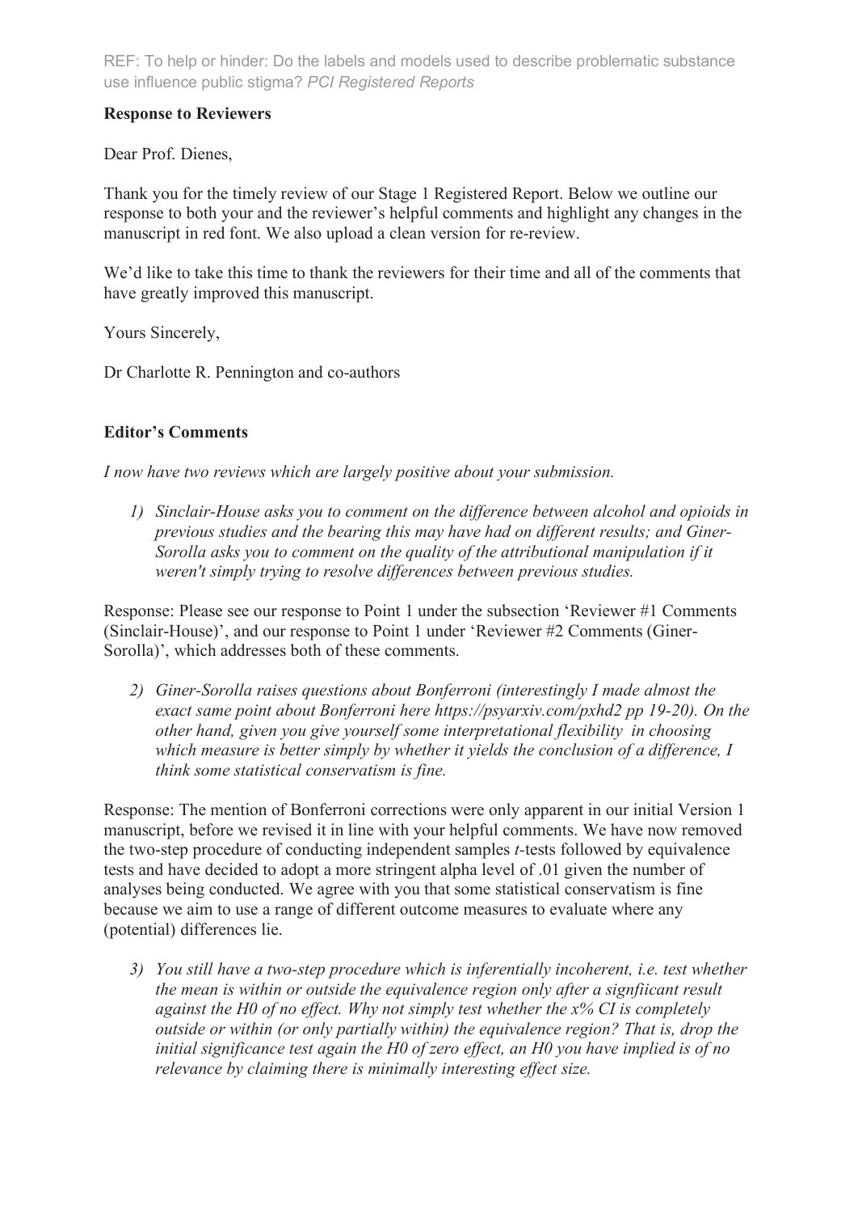REF: To help or hinder: Do the labels and models used to describe problematic substance use influence public stigma? *PCI Registered Reports*

**Response to Reviewers**

Dear Prof. Dienes,

Thank you for the timely review of our Stage 1 Registered Report. Below we outline our response to both your and the reviewer's helpful comments and highlight any changes in the manuscript in red font. We also upload a clean version for re-review.

We'd like to take this time to thank the reviewers for their time and all of the comments that have greatly improved this manuscript.

Yours Sincerely,

Dr Charlotte R. Pennington and co-authors

**Editor's Comments**

*I now have two reviews which are largely positive about your submission.*

1) *Sinclair-House asks you to comment on the difference between alcohol and opioids in previous studies and the bearing this may have had on different results; and Giner-Sorolla asks you to comment on the quality of the attributional manipulation if it weren't simply trying to resolve differences between previous studies.*

Response: Please see our response to Point 1 under the subsection 'Reviewer #1 Comments (Sinclair-House)', and our response to Point 1 under 'Reviewer #2 Comments (Giner-Sorolla)', which addresses both of these comments.

2) *Giner-Sorolla raises questions about Bonferroni (interestingly I made almost the exact same point about Bonferroni here https://psyarxiv.com/pxhd2 pp 19-20). On the other hand, given you give yourself some interpretational flexibility in choosing which measure is better simply by whether it yields the conclusion of a difference, I think some statistical conservatism is fine.*

Response: The mention of Bonferroni corrections were only apparent in our initial Version 1 manuscript, before we revised it in line with your helpful comments. We have now removed the two-step procedure of conducting independent samples *t*-tests followed by equivalence tests and have decided to adopt a more stringent alpha level of .01 given the number of analyses being conducted. We agree with you that some statistical conservatism is fine because we aim to use a range of different outcome measures to evaluate where any (potential) differences lie.

3) *You still have a two-step procedure which is inferentially incoherent, i.e. test whether the mean is within or outside the equivalence region only after a signfiicant result against the H0 of no effect. Why not simply test whether the x% CI is completely outside or within (or only partially within) the equivalence region? That is, drop the initial significance test again the H0 of zero effect, an H0 you have implied is of no relevance by claiming there is minimally interesting effect size.*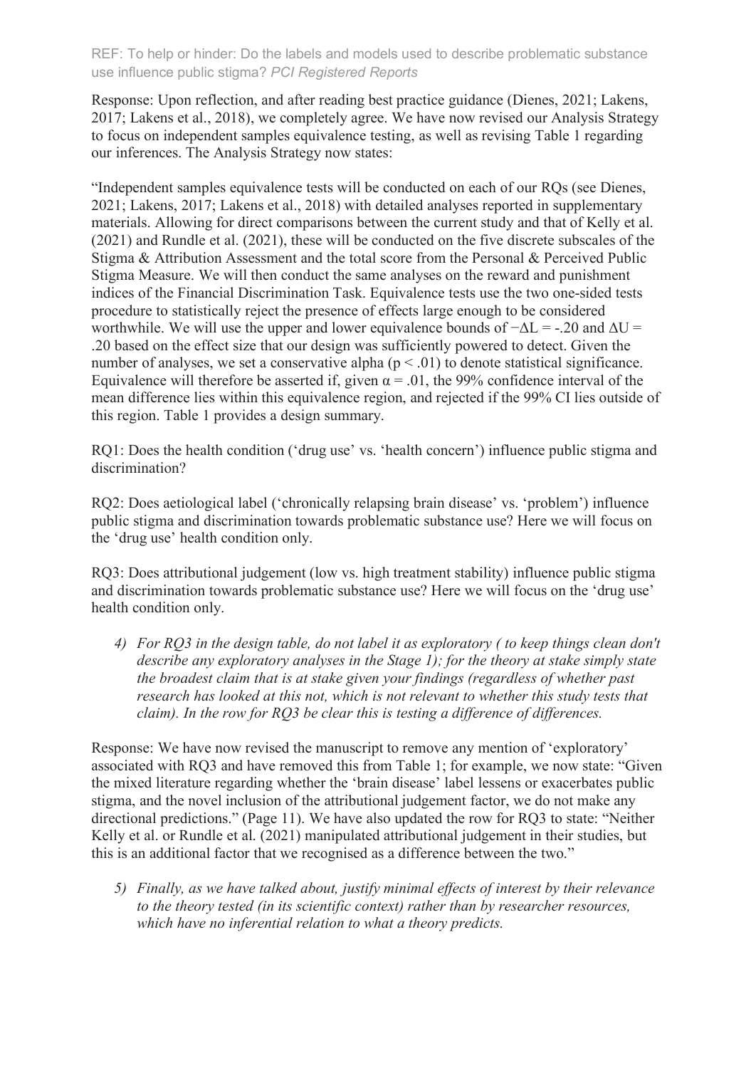Response: Upon reflection, and after reading best practice guidance (Dienes, 2021; Lakens, 2017; Lakens et al., 2018), we completely agree. We have now revised our Analysis Strategy to focus on independent samples equivalence testing, as well as revising Table 1 regarding our inferences. The Analysis Strategy now states:

"Independent samples equivalence tests will be conducted on each of our RQs (see Dienes, 2021; Lakens, 2017; Lakens et al., 2018) with detailed analyses reported in supplementary materials. Allowing for direct comparisons between the current study and that of Kelly et al. (2021) and Rundle et al. (2021), these will be conducted on the five discrete subscales of the Stigma & Attribution Assessment and the total score from the Personal & Perceived Public Stigma Measure. We will then conduct the same analyses on the reward and punishment indices of the Financial Discrimination Task. Equivalence tests use the two one-sided tests procedure to statistically reject the presence of effects large enough to be considered worthwhile. We will use the upper and lower equivalence bounds of $-\Delta L = -.20$ and $\Delta U = .20$ based on the effect size that our design was sufficiently powered to detect. Given the number of analyses, we set a conservative alpha ($p < .01$) to denote statistical significance. Equivalence will therefore be asserted if, given $\alpha = .01$, the 99% confidence interval of the mean difference lies within this equivalence region, and rejected if the 99% CI lies outside of this region. Table 1 provides a design summary.

RQ1: Does the health condition ('drug use' vs. 'health concern') influence public stigma and discrimination?

RQ2: Does aetiological label ('chronically relapsing brain disease' vs. 'problem') influence public stigma and discrimination towards problematic substance use? Here we will focus on the 'drug use' health condition only.

RQ3: Does attributional judgement (low vs. high treatment stability) influence public stigma and discrimination towards problematic substance use? Here we will focus on the 'drug use' health condition only.

4) *For RQ3 in the design table, do not label it as exploratory ( to keep things clean don't describe any exploratory analyses in the Stage 1); for the theory at stake simply state the broadest claim that is at stake given your findings (regardless of whether past research has looked at this not, which is not relevant to whether this study tests that claim). In the row for RQ3 be clear this is testing a difference of differences.*

Response: We have now revised the manuscript to remove any mention of 'exploratory' associated with RQ3 and have removed this from Table 1; for example, we now state: "Given the mixed literature regarding whether the 'brain disease' label lessens or exacerbates public stigma, and the novel inclusion of the attributional judgement factor, we do not make any directional predictions." (Page 11). We have also updated the row for RQ3 to state: "Neither Kelly et al. or Rundle et al. (2021) manipulated attributional judgement in their studies, but this is an additional factor that we recognised as a difference between the two."

5) *Finally, as we have talked about, justify minimal effects of interest by their relevance to the theory tested (in its scientific context) rather than by researcher resources, which have no inferential relation to what a theory predicts.*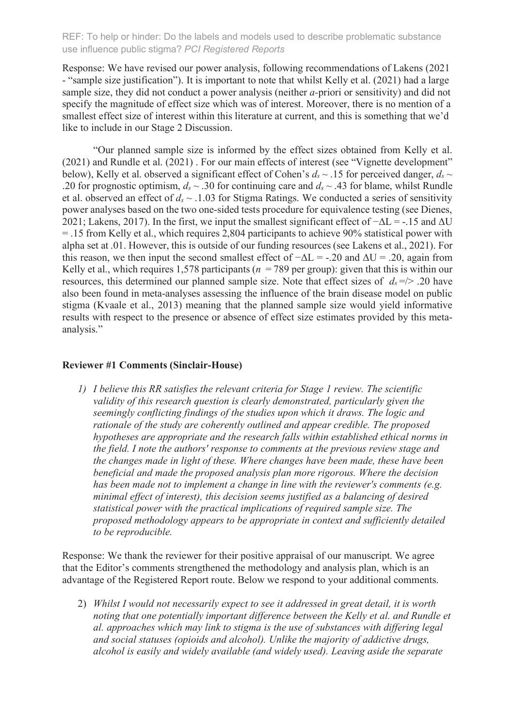Response: We have revised our power analysis, following recommendations of Lakens (2021 - "sample size justification"). It is important to note that whilst Kelly et al. (2021) had a large sample size, they did not conduct a power analysis (neither *a*-priori or sensitivity) and did not specify the magnitude of effect size which was of interest. Moreover, there is no mention of a smallest effect size of interest within this literature at current, and this is something that we'd like to include in our Stage 2 Discussion.

"Our planned sample size is informed by the effect sizes obtained from Kelly et al. (2021) and Rundle et al. (2021) . For our main effects of interest (see "Vignette development" below), Kelly et al. observed a significant effect of Cohen's $d_s \sim .15$ for perceived danger, $d_s \sim .20$ for prognostic optimism, $d_s \sim .30$ for continuing care and $d_s \sim .43$ for blame, whilst Rundle et al. observed an effect of $d_s \sim .1.03$ for Stigma Ratings. We conducted a series of sensitivity power analyses based on the two one-sided tests procedure for equivalence testing (see Dienes, 2021; Lakens, 2017). In the first, we input the smallest significant effect of $-\Delta L = -.15$ and $\Delta U = .15$ from Kelly et al., which requires 2,804 participants to achieve 90% statistical power with alpha set at .01. However, this is outside of our funding resources (see Lakens et al., 2021). For this reason, we then input the second smallest effect of $-\Delta L = -.20$ and $\Delta U = .20$, again from Kelly et al., which requires 1,578 participants ($n = 789$ per group): given that this is within our resources, this determined our planned sample size. Note that effect sizes of $d_s =/> .20$ have also been found in meta-analyses assessing the influence of the brain disease model on public stigma (Kvaale et al., 2013) meaning that the planned sample size would yield informative results with respect to the presence or absence of effect size estimates provided by this meta-analysis."

**Reviewer #1 Comments (Sinclair-House)**

1) *I believe this RR satisfies the relevant criteria for Stage 1 review. The scientific validity of this research question is clearly demonstrated, particularly given the seemingly conflicting findings of the studies upon which it draws. The logic and rationale of the study are coherently outlined and appear credible. The proposed hypotheses are appropriate and the research falls within established ethical norms in the field. I note the authors' response to comments at the previous review stage and the changes made in light of these. Where changes have been made, these have been beneficial and made the proposed analysis plan more rigorous. Where the decision has been made not to implement a change in line with the reviewer's comments (e.g. minimal effect of interest), this decision seems justified as a balancing of desired statistical power with the practical implications of required sample size. The proposed methodology appears to be appropriate in context and sufficiently detailed to be reproducible.*

Response: We thank the reviewer for their positive appraisal of our manuscript. We agree that the Editor's comments strengthened the methodology and analysis plan, which is an advantage of the Registered Report route. Below we respond to your additional comments.

2) *Whilst I would not necessarily expect to see it addressed in great detail, it is worth noting that one potentially important difference between the Kelly et al. and Rundle et al. approaches which may link to stigma is the use of substances with differing legal and social statuses (opioids and alcohol). Unlike the majority of addictive drugs, alcohol is easily and widely available (and widely used). Leaving aside the separate*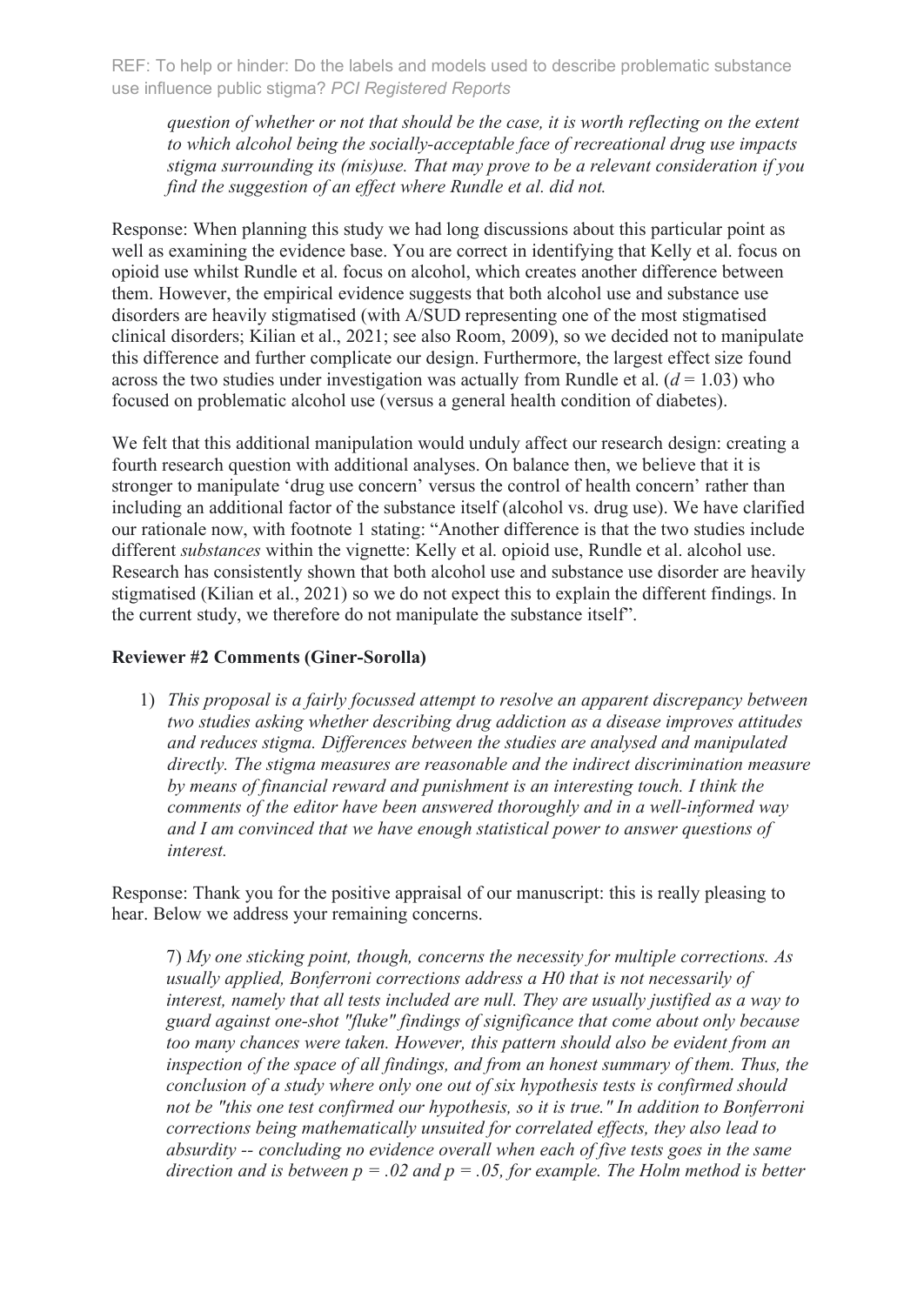*question of whether or not that should be the case, it is worth reflecting on the extent to which alcohol being the socially-acceptable face of recreational drug use impacts stigma surrounding its (mis)use. That may prove to be a relevant consideration if you find the suggestion of an effect where Rundle et al. did not.*

Response: When planning this study we had long discussions about this particular point as well as examining the evidence base. You are correct in identifying that Kelly et al. focus on opioid use whilst Rundle et al. focus on alcohol, which creates another difference between them. However, the empirical evidence suggests that both alcohol use and substance use disorders are heavily stigmatised (with A/SUD representing one of the most stigmatised clinical disorders; Kilian et al., 2021; see also Room, 2009), so we decided not to manipulate this difference and further complicate our design. Furthermore, the largest effect size found across the two studies under investigation was actually from Rundle et al. ($d = 1.03$) who focused on problematic alcohol use (versus a general health condition of diabetes).

We felt that this additional manipulation would unduly affect our research design: creating a fourth research question with additional analyses. On balance then, we believe that it is stronger to manipulate 'drug use concern' versus the control of health concern' rather than including an additional factor of the substance itself (alcohol vs. drug use). We have clarified our rationale now, with footnote 1 stating: "Another difference is that the two studies include different *substances* within the vignette: Kelly et al. opioid use, Rundle et al. alcohol use. Research has consistently shown that both alcohol use and substance use disorder are heavily stigmatised (Kilian et al., 2021) so we do not expect this to explain the different findings. In the current study, we therefore do not manipulate the substance itself".

**Reviewer #2 Comments (Giner-Sorolla)**

1) *This proposal is a fairly focussed attempt to resolve an apparent discrepancy between two studies asking whether describing drug addiction as a disease improves attitudes and reduces stigma. Differences between the studies are analysed and manipulated directly. The stigma measures are reasonable and the indirect discrimination measure by means of financial reward and punishment is an interesting touch. I think the comments of the editor have been answered thoroughly and in a well-informed way and I am convinced that we have enough statistical power to answer questions of interest.*

Response: Thank you for the positive appraisal of our manuscript: this is really pleasing to hear. Below we address your remaining concerns.

7) *My one sticking point, though, concerns the necessity for multiple corrections. As usually applied, Bonferroni corrections address a H0 that is not necessarily of interest, namely that all tests included are null. They are usually justified as a way to guard against one-shot "fluke" findings of significance that come about only because too many chances were taken. However, this pattern should also be evident from an inspection of the space of all findings, and from an honest summary of them. Thus, the conclusion of a study where only one out of six hypothesis tests is confirmed should not be "this one test confirmed our hypothesis, so it is true." In addition to Bonferroni corrections being mathematically unsuited for correlated effects, they also lead to absurdity -- concluding no evidence overall when each of five tests goes in the same direction and is between $p = .02$ and $p = .05$, for example. The Holm method is better*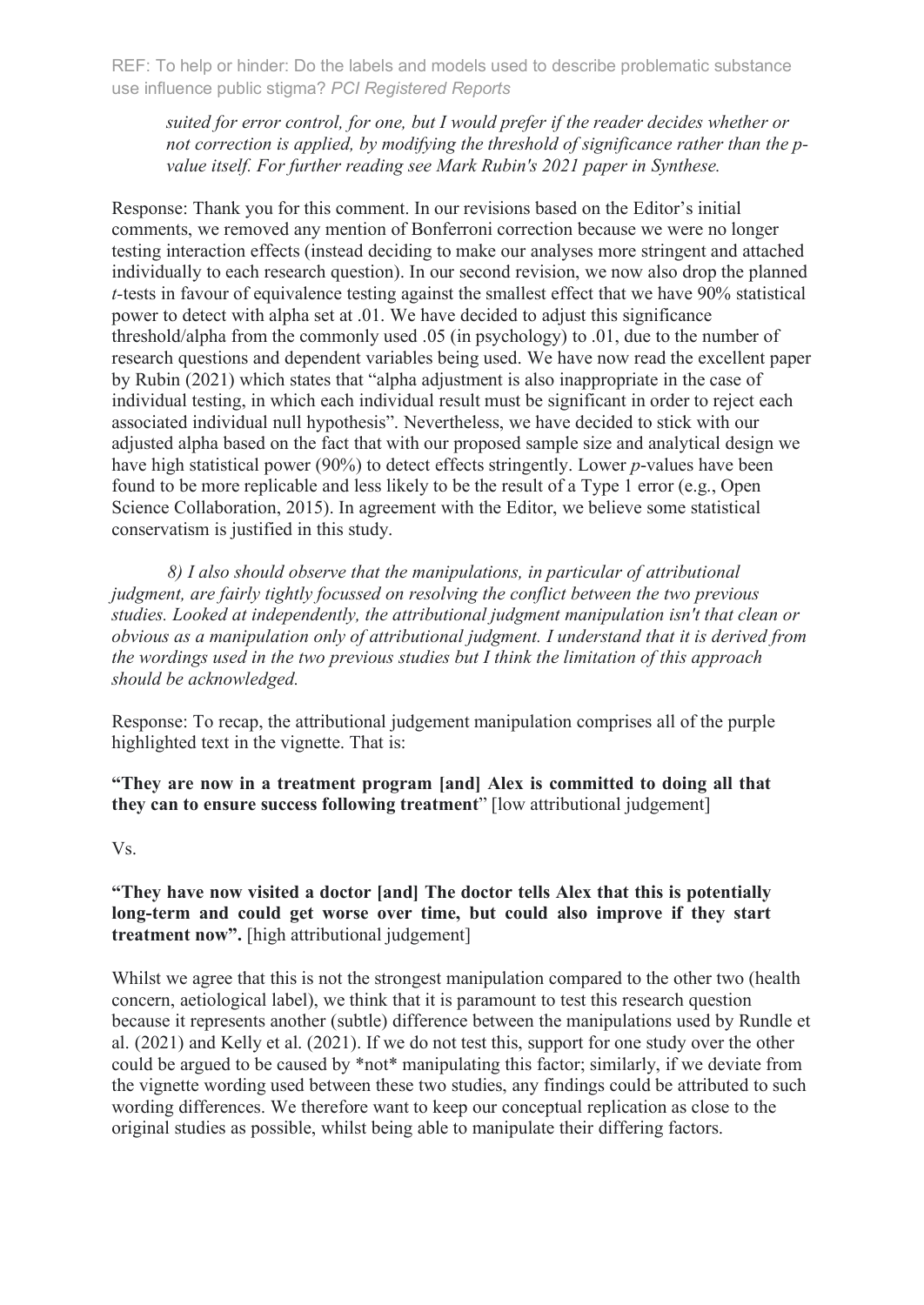*suited for error control, for one, but I would prefer if the reader decides whether or not correction is applied, by modifying the threshold of significance rather than the p-value itself. For further reading see Mark Rubin's 2021 paper in Synthese.*

Response: Thank you for this comment. In our revisions based on the Editor's initial comments, we removed any mention of Bonferroni correction because we were no longer testing interaction effects (instead deciding to make our analyses more stringent and attached individually to each research question). In our second revision, we now also drop the planned *t*-tests in favour of equivalence testing against the smallest effect that we have 90% statistical power to detect with alpha set at .01. We have decided to adjust this significance threshold/alpha from the commonly used .05 (in psychology) to .01, due to the number of research questions and dependent variables being used. We have now read the excellent paper by Rubin (2021) which states that "alpha adjustment is also inappropriate in the case of individual testing, in which each individual result must be significant in order to reject each associated individual null hypothesis". Nevertheless, we have decided to stick with our adjusted alpha based on the fact that with our proposed sample size and analytical design we have high statistical power (90%) to detect effects stringently. Lower *p*-values have been found to be more replicable and less likely to be the result of a Type 1 error (e.g., Open Science Collaboration, 2015). In agreement with the Editor, we believe some statistical conservatism is justified in this study.

*8) I also should observe that the manipulations, in particular of attributional judgment, are fairly tightly focussed on resolving the conflict between the two previous studies. Looked at independently, the attributional judgment manipulation isn't that clean or obvious as a manipulation only of attributional judgment. I understand that it is derived from the wordings used in the two previous studies but I think the limitation of this approach should be acknowledged.*

Response: To recap, the attributional judgement manipulation comprises all of the purple highlighted text in the vignette. That is:

**"They are now in a treatment program [and] Alex is committed to doing all that they can to ensure success following treatment"** [low attributional judgement]

Vs.

**"They have now visited a doctor [and] The doctor tells Alex that this is potentially long-term and could get worse over time, but could also improve if they start treatment now".** [high attributional judgement]

Whilst we agree that this is not the strongest manipulation compared to the other two (health concern, aetiological label), we think that it is paramount to test this research question because it represents another (subtle) difference between the manipulations used by Rundle et al. (2021) and Kelly et al. (2021). If we do not test this, support for one study over the other could be argued to be caused by *not* manipulating this factor; similarly, if we deviate from the vignette wording used between these two studies, any findings could be attributed to such wording differences. We therefore want to keep our conceptual replication as close to the original studies as possible, whilst being able to manipulate their differing factors.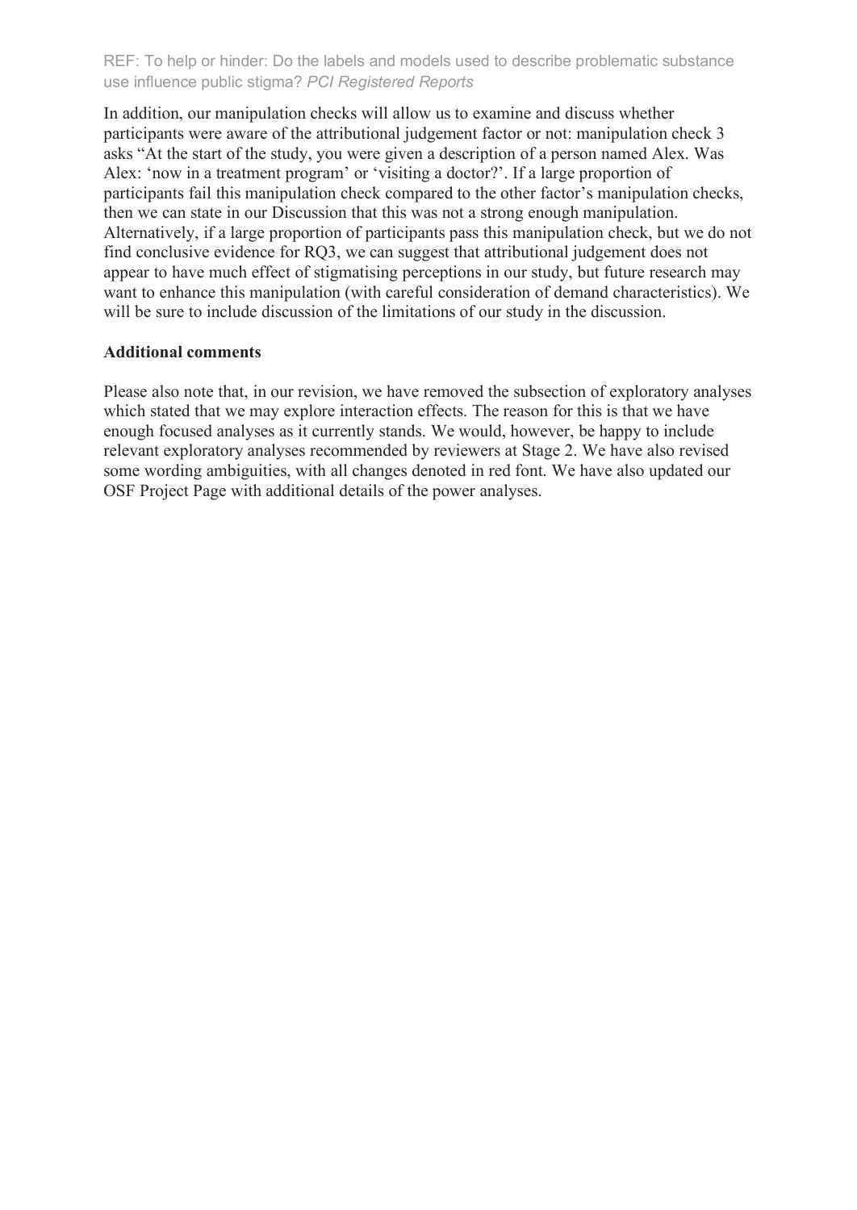In addition, our manipulation checks will allow us to examine and discuss whether participants were aware of the attributional judgement factor or not: manipulation check 3 asks "At the start of the study, you were given a description of a person named Alex. Was Alex: 'now in a treatment program' or 'visiting a doctor?'. If a large proportion of participants fail this manipulation check compared to the other factor's manipulation checks, then we can state in our Discussion that this was not a strong enough manipulation. Alternatively, if a large proportion of participants pass this manipulation check, but we do not find conclusive evidence for RQ3, we can suggest that attributional judgement does not appear to have much effect of stigmatising perceptions in our study, but future research may want to enhance this manipulation (with careful consideration of demand characteristics). We will be sure to include discussion of the limitations of our study in the discussion.

**Additional comments**

Please also note that, in our revision, we have removed the subsection of exploratory analyses which stated that we may explore interaction effects. The reason for this is that we have enough focused analyses as it currently stands. We would, however, be happy to include relevant exploratory analyses recommended by reviewers at Stage 2. We have also revised some wording ambiguities, with all changes denoted in red font. We have also updated our OSF Project Page with additional details of the power analyses.